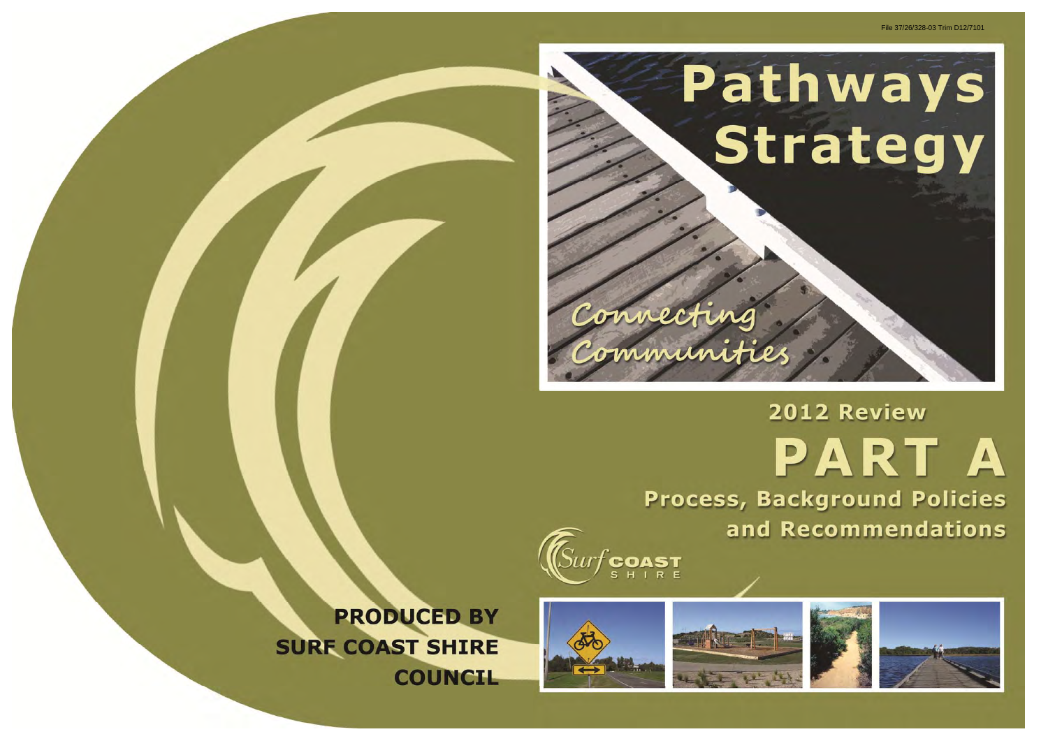File 37/26/328-03 Trim D12/7101

# Pathways Strategy

*Connecting Communities*

## 2012 Review

# PART A

## Process, Background Policies and Recommendations

Surf Coast Shire

**PRODUCED BY SURF COAST SHIRE COUNCIL**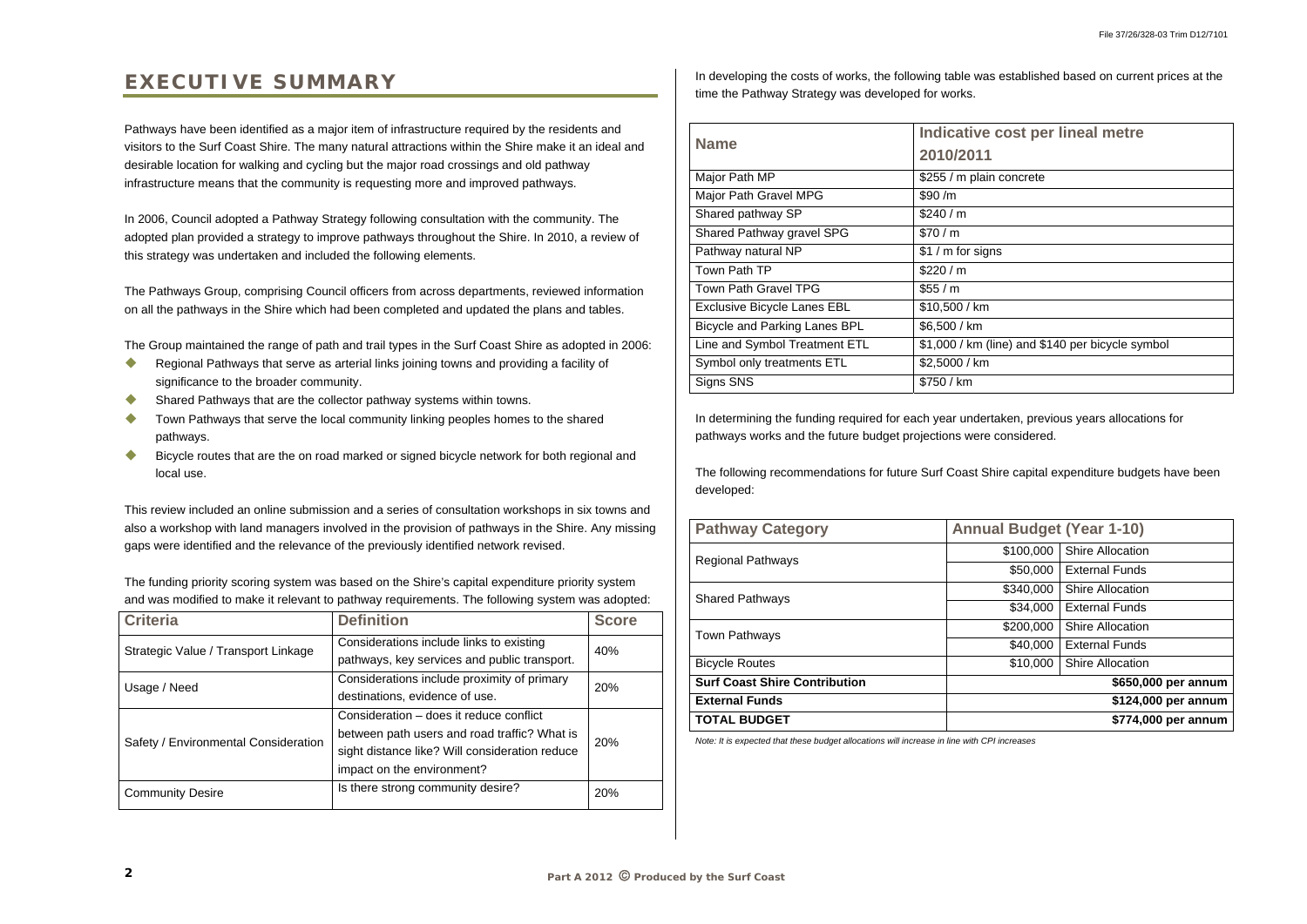# EXECUTIVE SUMMARY

Pathways have been identified as a major item of infrastructure required by the residents and visitors to the Surf Coast Shire. The many natural attractions within the Shire make it an ideal and desirable location for walking and cycling but the major road crossings and old pathway infrastructure means that the community is requesting more and improved pathways.

In 2006, Council adopted a Pathway Strategy following consultation with the community. The adopted plan provided a strategy to improve pathways throughout the Shire. In 2010, a review of this strategy was undertaken and included the following elements.

The Pathways Group, comprising Council officers from across departments, reviewed information on all the pathways in the Shire which had been completed and updated the plans and tables.

The Group maintained the range of path and trail types in the Surf Coast Shire as adopted in 2006:

- Regional Pathways that serve as arterial links joining towns and providing a facility of significance to the broader community.
- Shared Pathways that are the collector pathway systems within towns.
- Town Pathways that serve the local community linking peoples homes to the shared pathways.
- Bicycle routes that are the on road marked or signed bicycle network for both regional and local use.

This review included an online submission and a series of consultation workshops in six towns and also a workshop with land managers involved in the provision of pathways in the Shire. Any missing gaps were identified and the relevance of the previously identified network revised.

The funding priority scoring system was based on the Shire's capital expenditure priority system and was modified to make it relevant to pathway requirements. The following system was adopted:

| Criteria | Definition | Score |
|---|---|---|
| Strategic Value / Transport Linkage | Considerations include links to existing pathways, key services and public transport. | 40% |
| Usage / Need | Considerations include proximity of primary destinations, evidence of use. | 20% |
| Safety / Environmental Consideration | Consideration – does it reduce conflict between path users and road traffic? What is sight distance like? Will consideration reduce impact on the environment? | 20% |
| Community Desire | Is there strong community desire? | 20% |

In developing the costs of works, the following table was established based on current prices at the time the Pathway Strategy was developed for works.

| Name | Indicative cost per lineal metre 2010/2011 |
|---|---|
| Major Path MP | $255 / m plain concrete |
| Major Path Gravel MPG | $90 /m |
| Shared pathway SP | $240 / m |
| Shared Pathway gravel SPG | $70 / m |
| Pathway natural NP | $1 / m for signs |
| Town Path TP | $220 / m |
| Town Path Gravel TPG | $55 / m |
| Exclusive Bicycle Lanes EBL | $10,500 / km |
| Bicycle and Parking Lanes BPL | $6,500 / km |
| Line and Symbol Treatment ETL | $1,000 / km (line) and $140 per bicycle symbol |
| Symbol only treatments ETL | $2,5000 / km |
| Signs SNS | $750 / km |

In determining the funding required for each year undertaken, previous years allocations for pathways works and the future budget projections were considered.

The following recommendations for future Surf Coast Shire capital expenditure budgets have been developed:

| Pathway Category | Annual Budget (Year 1-10) | |
|---|---|---|
| Regional Pathways | $100,000 | Shire Allocation |
| | $50,000 | External Funds |
| Shared Pathways | $340,000 | Shire Allocation |
| | $34,000 | External Funds |
| Town Pathways | $200,000 | Shire Allocation |
| | $40,000 | External Funds |
| Bicycle Routes | $10,000 | Shire Allocation |
| **Surf Coast Shire Contribution** | **$650,000 per annum** | |
| **External Funds** | **$124,000 per annum** | |
| **TOTAL BUDGET** | **$774,000 per annum** | |

*Note: It is expected that these budget allocations will increase in line with CPI increases*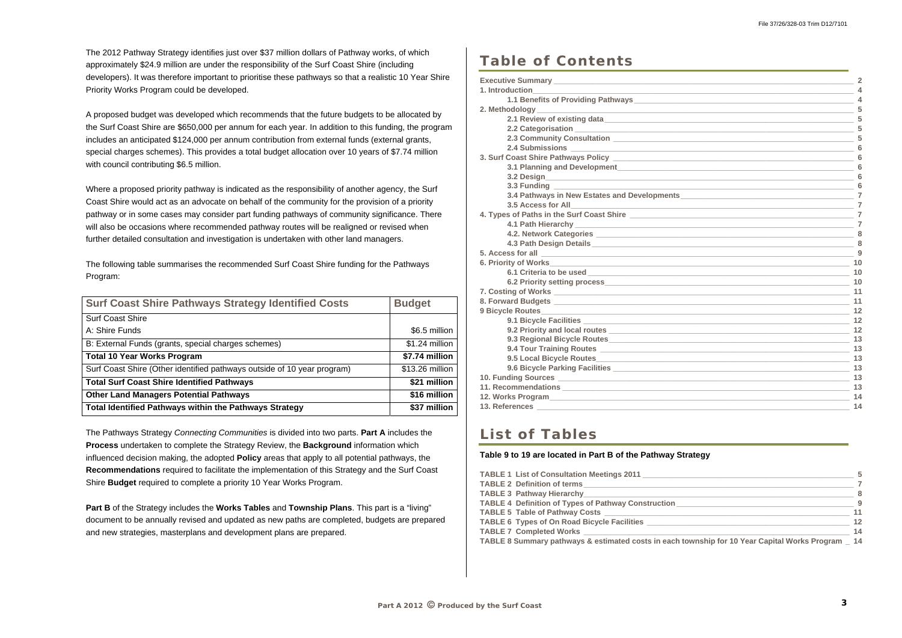The 2012 Pathway Strategy identifies just over $37 million dollars of Pathway works, of which approximately $24.9 million are under the responsibility of the Surf Coast Shire (including developers). It was therefore important to prioritise these pathways so that a realistic 10 Year Shire Priority Works Program could be developed.

A proposed budget was developed which recommends that the future budgets to be allocated by the Surf Coast Shire are $650,000 per annum for each year. In addition to this funding, the program includes an anticipated $124,000 per annum contribution from external funds (external grants, special charges schemes). This provides a total budget allocation over 10 years of $7.74 million with council contributing $6.5 million.

Where a proposed priority pathway is indicated as the responsibility of another agency, the Surf Coast Shire would act as an advocate on behalf of the community for the provision of a priority pathway or in some cases may consider part funding pathways of community significance. There will also be occasions where recommended pathway routes will be realigned or revised when further detailed consultation and investigation is undertaken with other land managers.

The following table summarises the recommended Surf Coast Shire funding for the Pathways Program:

| Surf Coast Shire Pathways Strategy Identified Costs | Budget |
|---|---|
| Surf Coast Shire | |
| A: Shire Funds | $6.5 million |
| B: External Funds (grants, special charges schemes) | $1.24 million |
| **Total 10 Year Works Program** | **$7.74 million** |
| Surf Coast Shire (Other identified pathways outside of 10 year program) | $13.26 million |
| **Total Surf Coast Shire Identified Pathways** | **$21 million** |
| **Other Land Managers Potential Pathways** | **$16 million** |
| **Total Identified Pathways within the Pathways Strategy** | **$37 million** |

The Pathways Strategy *Connecting Communities* is divided into two parts. **Part A** includes the **Process** undertaken to complete the Strategy Review, the **Background** information which influenced decision making, the adopted **Policy** areas that apply to all potential pathways, the **Recommendations** required to facilitate the implementation of this Strategy and the Surf Coast Shire **Budget** required to complete a priority 10 Year Works Program.

**Part B** of the Strategy includes the **Works Tables** and **Township Plans**. This part is a "living" document to be annually revised and updated as new paths are completed, budgets are prepared and new strategies, masterplans and development plans are prepared.

# Table of Contents

- Executive Summary — 2
- 1. Introduction — 4
  - 1.1 Benefits of Providing Pathways — 4
- 2. Methodology — 5
  - 2.1 Review of existing data — 5
  - 2.2 Categorisation — 5
  - 2.3 Community Consultation — 5
  - 2.4 Submissions — 6
- 3. Surf Coast Shire Pathways Policy — 6
  - 3.1 Planning and Development — 6
  - 3.2 Design — 6
  - 3.3 Funding — 6
  - 3.4 Pathways in New Estates and Developments — 7
  - 3.5 Access for All — 7
- 4. Types of Paths in the Surf Coast Shire — 7
  - 4.1 Path Hierarchy — 7
  - 4.2. Network Categories — 8
  - 4.3 Path Design Details — 8
- 5. Access for all — 9
- 6. Priority of Works — 10
  - 6.1 Criteria to be used — 10
  - 6.2 Priority setting process — 10
- 7. Costing of Works — 11
- 8. Forward Budgets — 11
- 9 Bicycle Routes — 12
  - 9.1 Bicycle Facilities — 12
  - 9.2 Priority and local routes — 12
  - 9.3 Regional Bicycle Routes — 13
  - 9.4 Tour Training Routes — 13
  - 9.5 Local Bicycle Routes — 13
  - 9.6 Bicycle Parking Facilities — 13
- 10. Funding Sources — 13
- 11. Recommendations — 13
- 12. Works Program — 14
- 13. References — 14

# List of Tables

**Table 9 to 19 are located in Part B of the Pathway Strategy**

- TABLE 1 List of Consultation Meetings 2011 — 5
- TABLE 2 Definition of terms — 7
- TABLE 3 Pathway Hierarchy — 8
- TABLE 4 Definition of Types of Pathway Construction — 9
- TABLE 5 Table of Pathway Costs — 11
- TABLE 6 Types of On Road Bicycle Facilities — 12
- TABLE 7 Completed Works — 14
- TABLE 8 Summary pathways & estimated costs in each township for 10 Year Capital Works Program — 14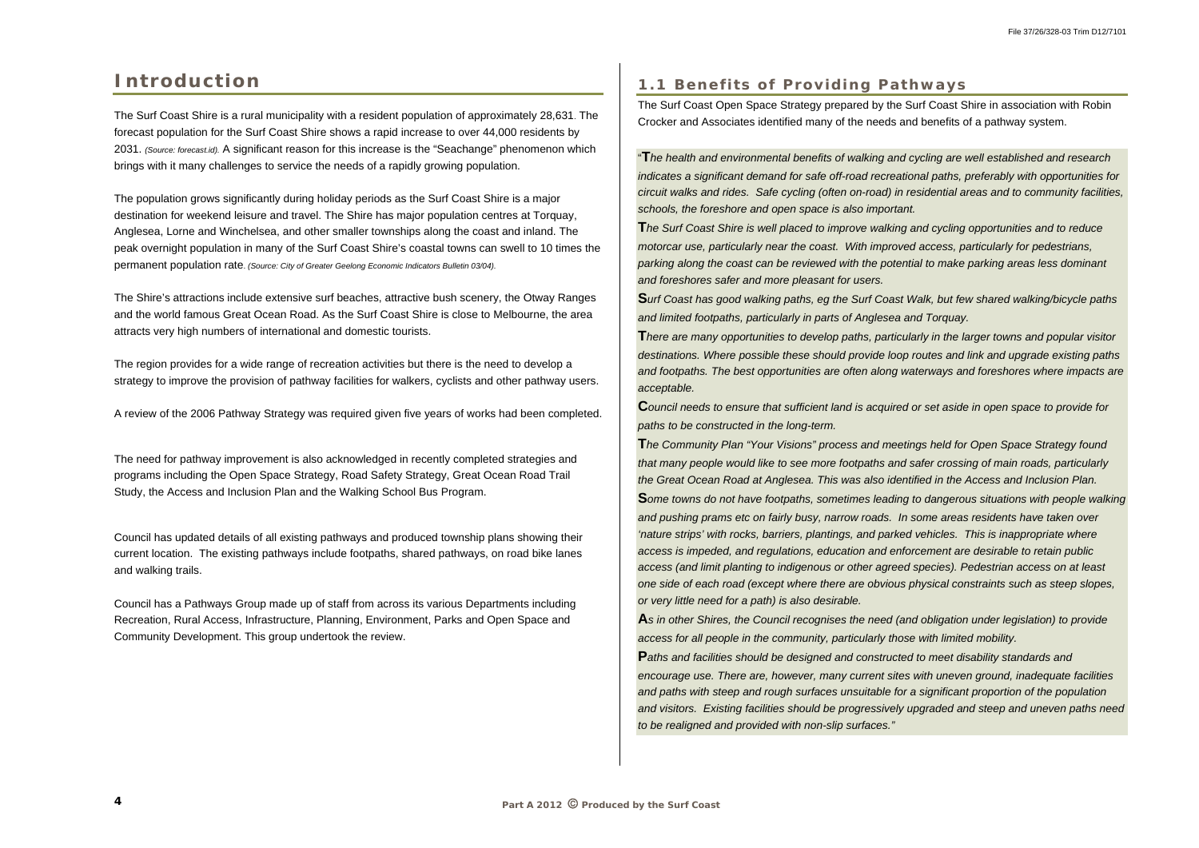# Introduction

The Surf Coast Shire is a rural municipality with a resident population of approximately 28,631. The forecast population for the Surf Coast Shire shows a rapid increase to over 44,000 residents by 2031. *(Source: forecast.id).* A significant reason for this increase is the "Seachange" phenomenon which brings with it many challenges to service the needs of a rapidly growing population.

The population grows significantly during holiday periods as the Surf Coast Shire is a major destination for weekend leisure and travel. The Shire has major population centres at Torquay, Anglesea, Lorne and Winchelsea, and other smaller townships along the coast and inland. The peak overnight population in many of the Surf Coast Shire's coastal towns can swell to 10 times the permanent population rate. *(Source: City of Greater Geelong Economic Indicators Bulletin 03/04).*

The Shire's attractions include extensive surf beaches, attractive bush scenery, the Otway Ranges and the world famous Great Ocean Road. As the Surf Coast Shire is close to Melbourne, the area attracts very high numbers of international and domestic tourists.

The region provides for a wide range of recreation activities but there is the need to develop a strategy to improve the provision of pathway facilities for walkers, cyclists and other pathway users.

A review of the 2006 Pathway Strategy was required given five years of works had been completed.

The need for pathway improvement is also acknowledged in recently completed strategies and programs including the Open Space Strategy, Road Safety Strategy, Great Ocean Road Trail Study, the Access and Inclusion Plan and the Walking School Bus Program.

Council has updated details of all existing pathways and produced township plans showing their current location. The existing pathways include footpaths, shared pathways, on road bike lanes and walking trails.

Council has a Pathways Group made up of staff from across its various Departments including Recreation, Rural Access, Infrastructure, Planning, Environment, Parks and Open Space and Community Development. This group undertook the review.

## 1.1 Benefits of Providing Pathways

The Surf Coast Open Space Strategy prepared by the Surf Coast Shire in association with Robin Crocker and Associates identified many of the needs and benefits of a pathway system.

*"The health and environmental benefits of walking and cycling are well established and research indicates a significant demand for safe off-road recreational paths, preferably with opportunities for circuit walks and rides. Safe cycling (often on-road) in residential areas and to community facilities, schools, the foreshore and open space is also important.*

*The Surf Coast Shire is well placed to improve walking and cycling opportunities and to reduce motorcar use, particularly near the coast. With improved access, particularly for pedestrians, parking along the coast can be reviewed with the potential to make parking areas less dominant and foreshores safer and more pleasant for users.*

*Surf Coast has good walking paths, eg the Surf Coast Walk, but few shared walking/bicycle paths and limited footpaths, particularly in parts of Anglesea and Torquay.*

*There are many opportunities to develop paths, particularly in the larger towns and popular visitor destinations. Where possible these should provide loop routes and link and upgrade existing paths and footpaths. The best opportunities are often along waterways and foreshores where impacts are acceptable.*

*Council needs to ensure that sufficient land is acquired or set aside in open space to provide for paths to be constructed in the long-term.*

*The Community Plan "Your Visions" process and meetings held for Open Space Strategy found that many people would like to see more footpaths and safer crossing of main roads, particularly the Great Ocean Road at Anglesea. This was also identified in the Access and Inclusion Plan.*

*Some towns do not have footpaths, sometimes leading to dangerous situations with people walking and pushing prams etc on fairly busy, narrow roads. In some areas residents have taken over 'nature strips' with rocks, barriers, plantings, and parked vehicles. This is inappropriate where access is impeded, and regulations, education and enforcement are desirable to retain public access (and limit planting to indigenous or other agreed species). Pedestrian access on at least one side of each road (except where there are obvious physical constraints such as steep slopes, or very little need for a path) is also desirable.*

*As in other Shires, the Council recognises the need (and obligation under legislation) to provide access for all people in the community, particularly those with limited mobility.*

*Paths and facilities should be designed and constructed to meet disability standards and encourage use. There are, however, many current sites with uneven ground, inadequate facilities and paths with steep and rough surfaces unsuitable for a significant proportion of the population and visitors. Existing facilities should be progressively upgraded and steep and uneven paths need to be realigned and provided with non-slip surfaces."*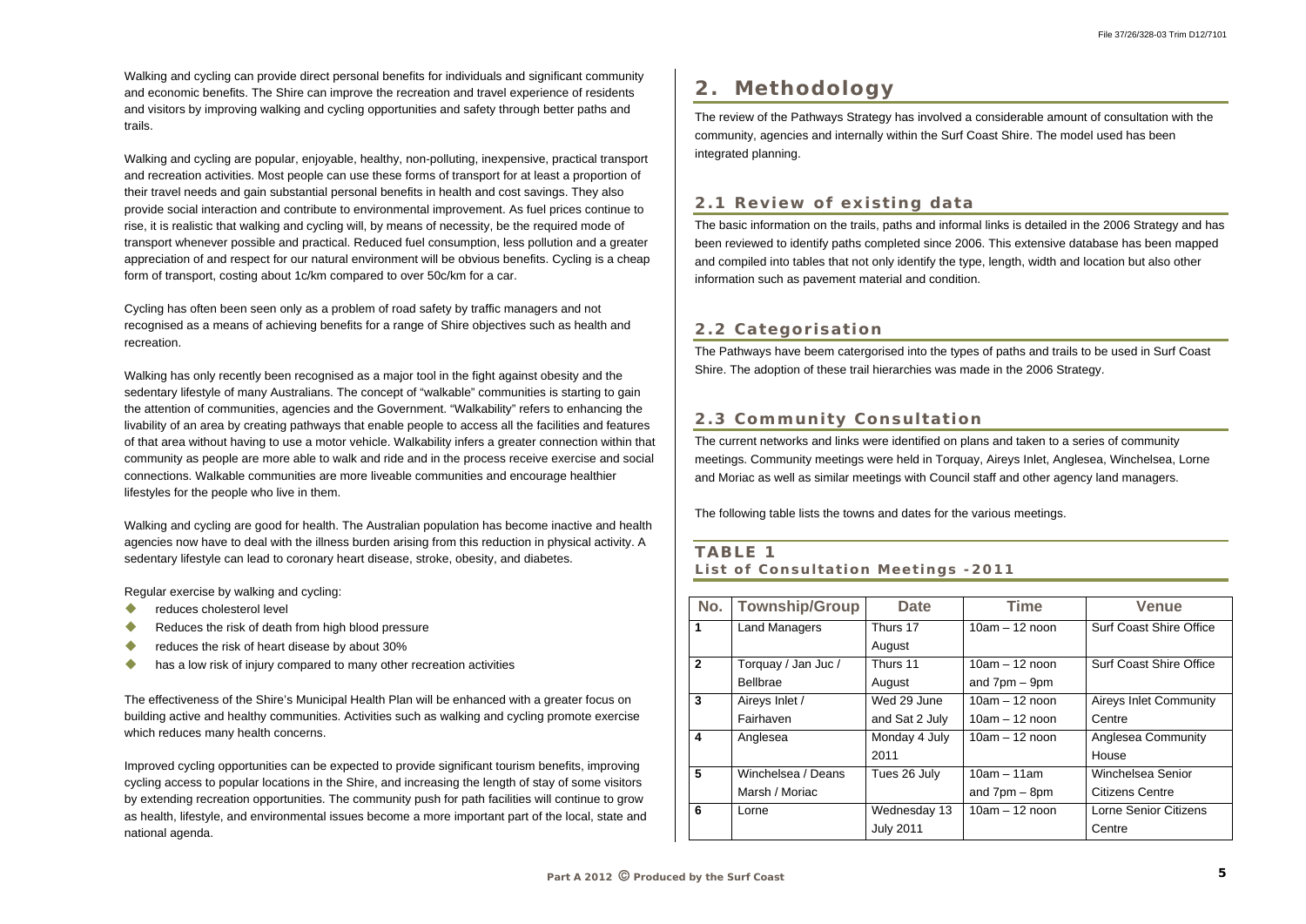Walking and cycling can provide direct personal benefits for individuals and significant community and economic benefits. The Shire can improve the recreation and travel experience of residents and visitors by improving walking and cycling opportunities and safety through better paths and trails.

Walking and cycling are popular, enjoyable, healthy, non-polluting, inexpensive, practical transport and recreation activities. Most people can use these forms of transport for at least a proportion of their travel needs and gain substantial personal benefits in health and cost savings. They also provide social interaction and contribute to environmental improvement. As fuel prices continue to rise, it is realistic that walking and cycling will, by means of necessity, be the required mode of transport whenever possible and practical. Reduced fuel consumption, less pollution and a greater appreciation of and respect for our natural environment will be obvious benefits. Cycling is a cheap form of transport, costing about 1c/km compared to over 50c/km for a car.

Cycling has often been seen only as a problem of road safety by traffic managers and not recognised as a means of achieving benefits for a range of Shire objectives such as health and recreation.

Walking has only recently been recognised as a major tool in the fight against obesity and the sedentary lifestyle of many Australians. The concept of "walkable" communities is starting to gain the attention of communities, agencies and the Government. "Walkability" refers to enhancing the livability of an area by creating pathways that enable people to access all the facilities and features of that area without having to use a motor vehicle. Walkability infers a greater connection within that community as people are more able to walk and ride and in the process receive exercise and social connections. Walkable communities are more liveable communities and encourage healthier lifestyles for the people who live in them.

Walking and cycling are good for health. The Australian population has become inactive and health agencies now have to deal with the illness burden arising from this reduction in physical activity. A sedentary lifestyle can lead to coronary heart disease, stroke, obesity, and diabetes.

Regular exercise by walking and cycling:

- reduces cholesterol level
- Reduces the risk of death from high blood pressure
- reduces the risk of heart disease by about 30%
- has a low risk of injury compared to many other recreation activities

The effectiveness of the Shire's Municipal Health Plan will be enhanced with a greater focus on building active and healthy communities. Activities such as walking and cycling promote exercise which reduces many health concerns.

Improved cycling opportunities can be expected to provide significant tourism benefits, improving cycling access to popular locations in the Shire, and increasing the length of stay of some visitors by extending recreation opportunities. The community push for path facilities will continue to grow as health, lifestyle, and environmental issues become a more important part of the local, state and national agenda.

# 2. Methodology

The review of the Pathways Strategy has involved a considerable amount of consultation with the community, agencies and internally within the Surf Coast Shire. The model used has been integrated planning.

## 2.1 Review of existing data

The basic information on the trails, paths and informal links is detailed in the 2006 Strategy and has been reviewed to identify paths completed since 2006. This extensive database has been mapped and compiled into tables that not only identify the type, length, width and location but also other information such as pavement material and condition.

## 2.2 Categorisation

The Pathways have beem catergorised into the types of paths and trails to be used in Surf Coast Shire. The adoption of these trail hierarchies was made in the 2006 Strategy.

## 2.3 Community Consultation

The current networks and links were identified on plans and taken to a series of community meetings. Community meetings were held in Torquay, Aireys Inlet, Anglesea, Winchelsea, Lorne and Moriac as well as similar meetings with Council staff and other agency land managers.

The following table lists the towns and dates for the various meetings.

**TABLE 1**
**List of Consultation Meetings -2011**

| No. | Township/Group | Date | Time | Venue |
|---|---|---|---|---|
| 1 | Land Managers | Thurs 17 August | 10am – 12 noon | Surf Coast Shire Office |
| 2 | Torquay / Jan Juc / Bellbrae | Thurs 11 August | 10am – 12 noon and 7pm – 9pm | Surf Coast Shire Office |
| 3 | Aireys Inlet / Fairhaven | Wed 29 June and Sat 2 July | 10am – 12 noon 10am – 12 noon | Aireys Inlet Community Centre |
| 4 | Anglesea | Monday 4 July 2011 | 10am – 12 noon | Anglesea Community House |
| 5 | Winchelsea / Deans Marsh / Moriac | Tues 26 July | 10am – 11am and 7pm – 8pm | Winchelsea Senior Citizens Centre |
| 6 | Lorne | Wednesday 13 July 2011 | 10am – 12 noon | Lorne Senior Citizens Centre |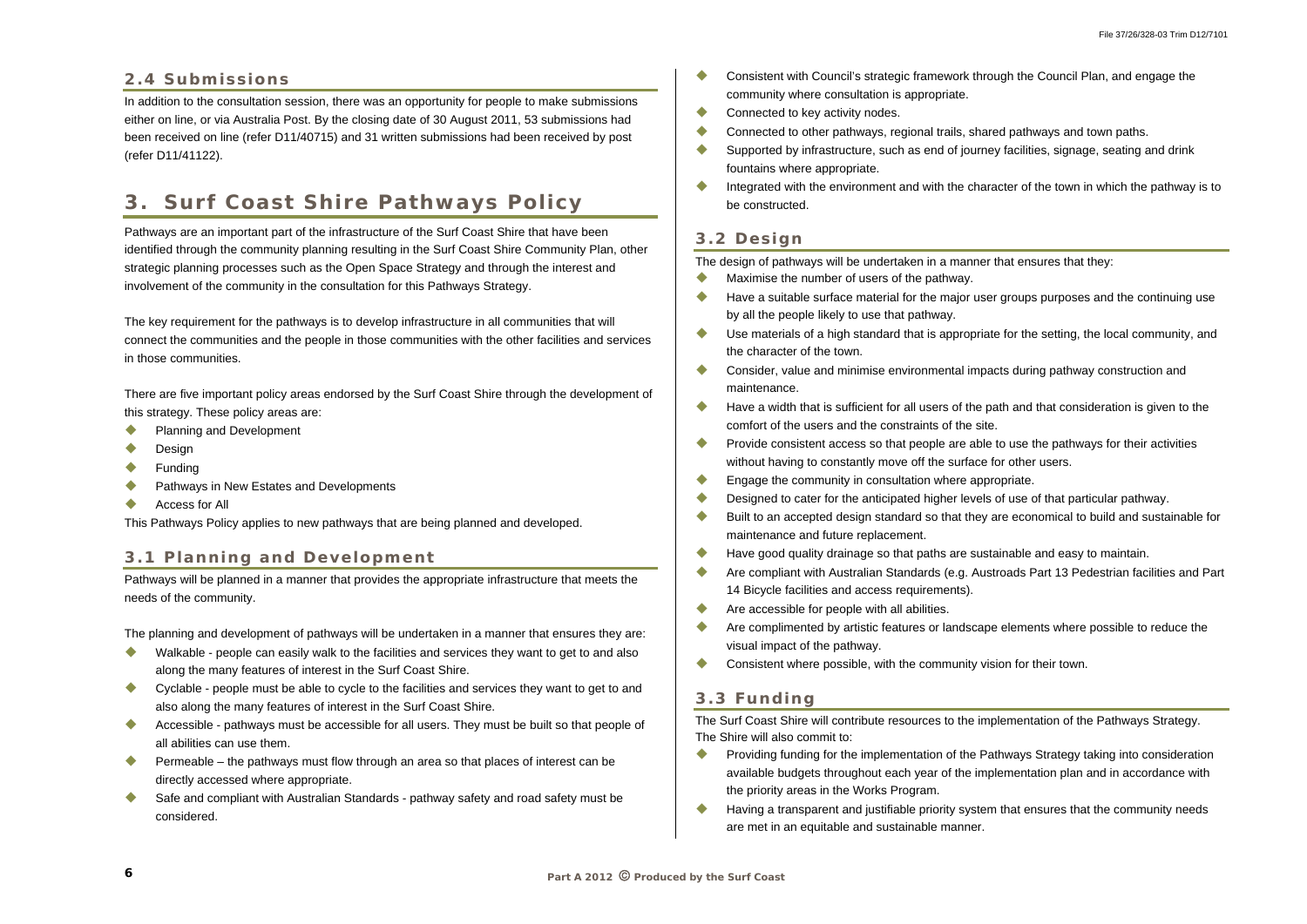## 2.4 Submissions

In addition to the consultation session, there was an opportunity for people to make submissions either on line, or via Australia Post. By the closing date of 30 August 2011, 53 submissions had been received on line (refer D11/40715) and 31 written submissions had been received by post (refer D11/41122).

# 3. Surf Coast Shire Pathways Policy

Pathways are an important part of the infrastructure of the Surf Coast Shire that have been identified through the community planning resulting in the Surf Coast Shire Community Plan, other strategic planning processes such as the Open Space Strategy and through the interest and involvement of the community in the consultation for this Pathways Strategy.

The key requirement for the pathways is to develop infrastructure in all communities that will connect the communities and the people in those communities with the other facilities and services in those communities.

There are five important policy areas endorsed by the Surf Coast Shire through the development of this strategy. These policy areas are:

- Planning and Development
- Design
- Funding
- Pathways in New Estates and Developments
- Access for All

This Pathways Policy applies to new pathways that are being planned and developed.

## 3.1 Planning and Development

Pathways will be planned in a manner that provides the appropriate infrastructure that meets the needs of the community.

The planning and development of pathways will be undertaken in a manner that ensures they are:

- Walkable - people can easily walk to the facilities and services they want to get to and also along the many features of interest in the Surf Coast Shire.
- Cyclable - people must be able to cycle to the facilities and services they want to get to and also along the many features of interest in the Surf Coast Shire.
- Accessible - pathways must be accessible for all users. They must be built so that people of all abilities can use them.
- Permeable – the pathways must flow through an area so that places of interest can be directly accessed where appropriate.
- Safe and compliant with Australian Standards - pathway safety and road safety must be considered.
- Consistent with Council's strategic framework through the Council Plan, and engage the community where consultation is appropriate.
- Connected to key activity nodes.
- Connected to other pathways, regional trails, shared pathways and town paths.
- Supported by infrastructure, such as end of journey facilities, signage, seating and drink fountains where appropriate.
- Integrated with the environment and with the character of the town in which the pathway is to be constructed.

## 3.2 Design

The design of pathways will be undertaken in a manner that ensures that they:

- Maximise the number of users of the pathway.
- Have a suitable surface material for the major user groups purposes and the continuing use by all the people likely to use that pathway.
- Use materials of a high standard that is appropriate for the setting, the local community, and the character of the town.
- Consider, value and minimise environmental impacts during pathway construction and maintenance.
- Have a width that is sufficient for all users of the path and that consideration is given to the comfort of the users and the constraints of the site.
- Provide consistent access so that people are able to use the pathways for their activities without having to constantly move off the surface for other users.
- Engage the community in consultation where appropriate.
- Designed to cater for the anticipated higher levels of use of that particular pathway.
- Built to an accepted design standard so that they are economical to build and sustainable for maintenance and future replacement.
- Have good quality drainage so that paths are sustainable and easy to maintain.
- Are compliant with Australian Standards (e.g. Austroads Part 13 Pedestrian facilities and Part 14 Bicycle facilities and access requirements).
- Are accessible for people with all abilities.
- Are complimented by artistic features or landscape elements where possible to reduce the visual impact of the pathway.
- Consistent where possible, with the community vision for their town.

## 3.3 Funding

The Surf Coast Shire will contribute resources to the implementation of the Pathways Strategy. The Shire will also commit to:

- Providing funding for the implementation of the Pathways Strategy taking into consideration available budgets throughout each year of the implementation plan and in accordance with the priority areas in the Works Program.
- Having a transparent and justifiable priority system that ensures that the community needs are met in an equitable and sustainable manner.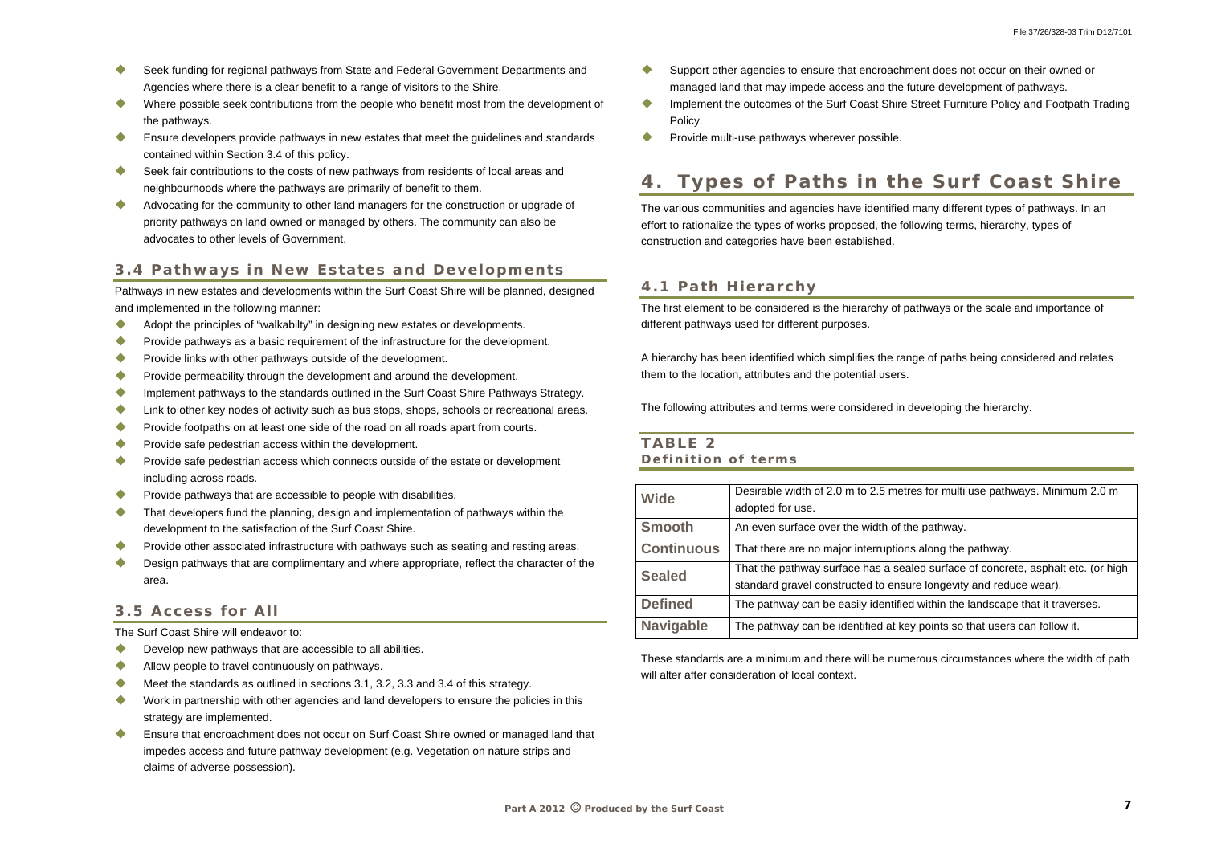- Seek funding for regional pathways from State and Federal Government Departments and Agencies where there is a clear benefit to a range of visitors to the Shire.
- Where possible seek contributions from the people who benefit most from the development of the pathways.
- Ensure developers provide pathways in new estates that meet the guidelines and standards contained within Section 3.4 of this policy.
- Seek fair contributions to the costs of new pathways from residents of local areas and neighbourhoods where the pathways are primarily of benefit to them.
- Advocating for the community to other land managers for the construction or upgrade of priority pathways on land owned or managed by others. The community can also be advocates to other levels of Government.

### 3.4 Pathways in New Estates and Developments

Pathways in new estates and developments within the Surf Coast Shire will be planned, designed and implemented in the following manner:

- Adopt the principles of "walkabilty" in designing new estates or developments.
- Provide pathways as a basic requirement of the infrastructure for the development.
- Provide links with other pathways outside of the development.
- Provide permeability through the development and around the development.
- Implement pathways to the standards outlined in the Surf Coast Shire Pathways Strategy.
- Link to other key nodes of activity such as bus stops, shops, schools or recreational areas.
- Provide footpaths on at least one side of the road on all roads apart from courts.
- Provide safe pedestrian access within the development.
- Provide safe pedestrian access which connects outside of the estate or development including across roads.
- Provide pathways that are accessible to people with disabilities.
- That developers fund the planning, design and implementation of pathways within the development to the satisfaction of the Surf Coast Shire.
- Provide other associated infrastructure with pathways such as seating and resting areas.
- Design pathways that are complimentary and where appropriate, reflect the character of the area.

### 3.5 Access for All

The Surf Coast Shire will endeavor to:

- Develop new pathways that are accessible to all abilities.
- Allow people to travel continuously on pathways.
- Meet the standards as outlined in sections 3.1, 3.2, 3.3 and 3.4 of this strategy.
- Work in partnership with other agencies and land developers to ensure the policies in this strategy are implemented.
- Ensure that encroachment does not occur on Surf Coast Shire owned or managed land that impedes access and future pathway development (e.g. Vegetation on nature strips and claims of adverse possession).
- Support other agencies to ensure that encroachment does not occur on their owned or managed land that may impede access and the future development of pathways.
- Implement the outcomes of the Surf Coast Shire Street Furniture Policy and Footpath Trading Policy.
- Provide multi-use pathways wherever possible.

## 4. Types of Paths in the Surf Coast Shire

The various communities and agencies have identified many different types of pathways. In an effort to rationalize the types of works proposed, the following terms, hierarchy, types of construction and categories have been established.

### 4.1 Path Hierarchy

The first element to be considered is the hierarchy of pathways or the scale and importance of different pathways used for different purposes.

A hierarchy has been identified which simplifies the range of paths being considered and relates them to the location, attributes and the potential users.

The following attributes and terms were considered in developing the hierarchy.

**TABLE 2**
**Definition of terms**

| Term | Definition |
|---|---|
| **Wide** | Desirable width of 2.0 m to 2.5 metres for multi use pathways. Minimum 2.0 m adopted for use. |
| **Smooth** | An even surface over the width of the pathway. |
| **Continuous** | That there are no major interruptions along the pathway. |
| **Sealed** | That the pathway surface has a sealed surface of concrete, asphalt etc. (or high standard gravel constructed to ensure longevity and reduce wear). |
| **Defined** | The pathway can be easily identified within the landscape that it traverses. |
| **Navigable** | The pathway can be identified at key points so that users can follow it. |

These standards are a minimum and there will be numerous circumstances where the width of path will alter after consideration of local context.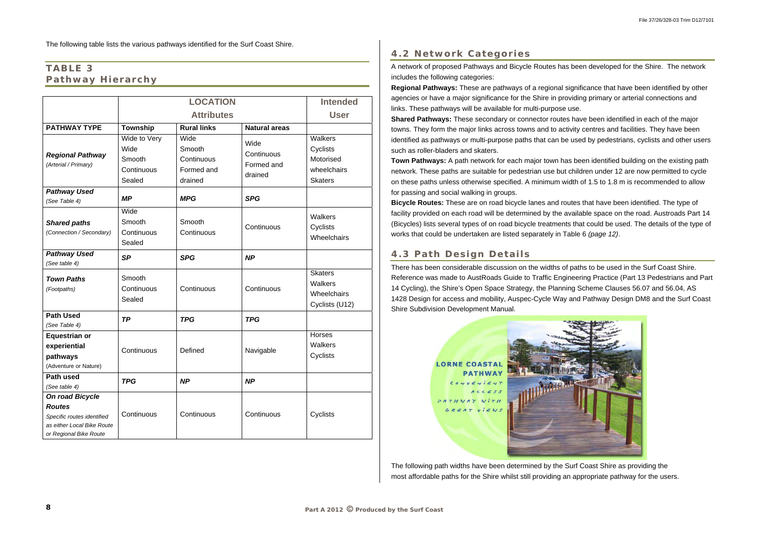The following table lists the various pathways identified for the Surf Coast Shire.

## TABLE 3 Pathway Hierarchy

| | LOCATION Attributes | | | Intended User |
|---|---|---|---|---|
| **PATHWAY TYPE** | **Township** | **Rural links** | **Natural areas** | |
| ***Regional Pathway*** *(Arterial / Primary)* | Wide to Very Wide Smooth Continuous Sealed | Wide Smooth Continuous Formed and drained | Wide Continuous Formed and drained | Walkers Cyclists Motorised wheelchairs Skaters |
| ***Pathway Used*** *(See Table 4)* | ***MP*** | ***MPG*** | ***SPG*** | |
| ***Shared paths*** *(Connection / Secondary)* | Wide Smooth Continuous Sealed | Smooth Continuous | Continuous | Walkers Cyclists Wheelchairs |
| ***Pathway Used*** *(See table 4)* | ***SP*** | ***SPG*** | ***NP*** | |
| ***Town Paths*** *(Footpaths)* | Smooth Continuous Sealed | Continuous | Continuous | Skaters Walkers Wheelchairs Cyclists (U12) |
| **Path Used** *(See Table 4)* | ***TP*** | ***TPG*** | ***TPG*** | |
| **Equestrian or experiential pathways** (Adventure or Nature) | Continuous | Defined | Navigable | Horses Walkers Cyclists |
| **Path used** *(See table 4)* | ***TPG*** | ***NP*** | ***NP*** | |
| ***On road Bicycle Routes*** *Specific routes identified as either Local Bike Route or Regional Bike Route* | Continuous | Continuous | Continuous | Cyclists |

## 4.2 Network Categories

A network of proposed Pathways and Bicycle Routes has been developed for the Shire. The network includes the following categories:

**Regional Pathways:** These are pathways of a regional significance that have been identified by other agencies or have a major significance for the Shire in providing primary or arterial connections and links. These pathways will be available for multi-purpose use.

**Shared Pathways:** These secondary or connector routes have been identified in each of the major towns. They form the major links across towns and to activity centres and facilities. They have been identified as pathways or multi-purpose paths that can be used by pedestrians, cyclists and other users such as roller-bladers and skaters.

**Town Pathways:** A path network for each major town has been identified building on the existing path network. These paths are suitable for pedestrian use but children under 12 are now permitted to cycle on these paths unless otherwise specified. A minimum width of 1.5 to 1.8 m is recommended to allow for passing and social walking in groups.

**Bicycle Routes:** These are on road bicycle lanes and routes that have been identified. The type of facility provided on each road will be determined by the available space on the road. Austroads Part 14 (Bicycles) lists several types of on road bicycle treatments that could be used. The details of the type of works that could be undertaken are listed separately in Table 6 *(page 12)*.

## 4.3 Path Design Details

There has been considerable discussion on the widths of paths to be used in the Surf Coast Shire. Reference was made to AustRoads Guide to Traffic Engineering Practice (Part 13 Pedestrians and Part 14 Cycling), the Shire's Open Space Strategy, the Planning Scheme Clauses 56.07 and 56.04, AS 1428 Design for access and mobility, Auspec-Cycle Way and Pathway Design DM8 and the Surf Coast Shire Subdivision Development Manual.

LORNE COASTAL PATHWAY CONVENIENT ACCESS PATHWAY WITH GREAT VIEWS

The following path widths have been determined by the Surf Coast Shire as providing the most affordable paths for the Shire whilst still providing an appropriate pathway for the users.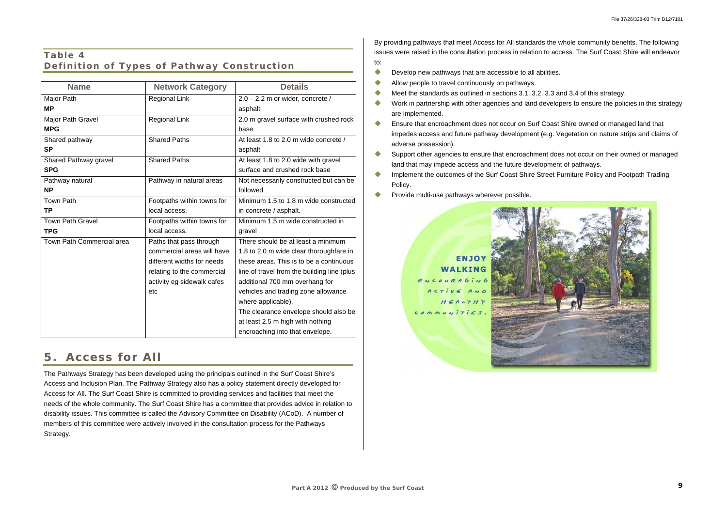## Table 4
## Definition of Types of Pathway Construction

| Name | Network Category | Details |
|---|---|---|
| Major Path **MP** | Regional Link | 2.0 – 2.2 m or wider, concrete / asphalt |
| Major Path Gravel **MPG** | Regional Link | 2.0 m gravel surface with crushed rock base |
| Shared pathway **SP** | Shared Paths | At least 1.8 to 2.0 m wide concrete / asphalt |
| Shared Pathway gravel **SPG** | Shared Paths | At least 1.8 to 2.0 wide with gravel surface and crushed rock base |
| Pathway natural **NP** | Pathway in natural areas | Not necessarily constructed but can be followed |
| Town Path **TP** | Footpaths within towns for local access. | Minimum 1.5 to 1.8 m wide constructed in concrete / asphalt. |
| Town Path Gravel **TPG** | Footpaths within towns for local access. | Minimum 1.5 m wide constructed in gravel |
| Town Path Commercial area | Paths that pass through commercial areas will have different widths for needs relating to the commercial activity eg sidewalk cafes etc | There should be at least a minimum 1.8 to 2.0 m wide clear thoroughfare in these areas. This is to be a continuous line of travel from the building line (plus additional 700 mm overhang for vehicles and trading zone allowance where applicable). The clearance envelope should also be at least 2.5 m high with nothing encroaching into that envelope. |

# 5. Access for All

The Pathways Strategy has been developed using the principals outlined in the Surf Coast Shire's Access and Inclusion Plan. The Pathway Strategy also has a policy statement directly developed for Access for All. The Surf Coast Shire is committed to providing services and facilities that meet the needs of the whole community. The Surf Coast Shire has a committee that provides advice in relation to disability issues. This committee is called the Advisory Committee on Disability (ACoD). A number of members of this committee were actively involved in the consultation process for the Pathways Strategy.

By providing pathways that meet Access for All standards the whole community benefits. The following issues were raised in the consultation process in relation to access. The Surf Coast Shire will endeavor to:

- Develop new pathways that are accessible to all abilities.
- Allow people to travel continuously on pathways.
- Meet the standards as outlined in sections 3.1, 3.2, 3.3 and 3.4 of this strategy.
- Work in partnership with other agencies and land developers to ensure the policies in this strategy are implemented.
- Ensure that encroachment does not occur on Surf Coast Shire owned or managed land that impedes access and future pathway development (e.g. Vegetation on nature strips and claims of adverse possession).
- Support other agencies to ensure that encroachment does not occur on their owned or managed land that may impede access and the future development of pathways.
- Implement the outcomes of the Surf Coast Shire Street Furniture Policy and Footpath Trading Policy.
- Provide multi-use pathways wherever possible.

ENJOY WALKING
ENCOURAGING ACTIVE AND HEALTHY COMMUNITIES.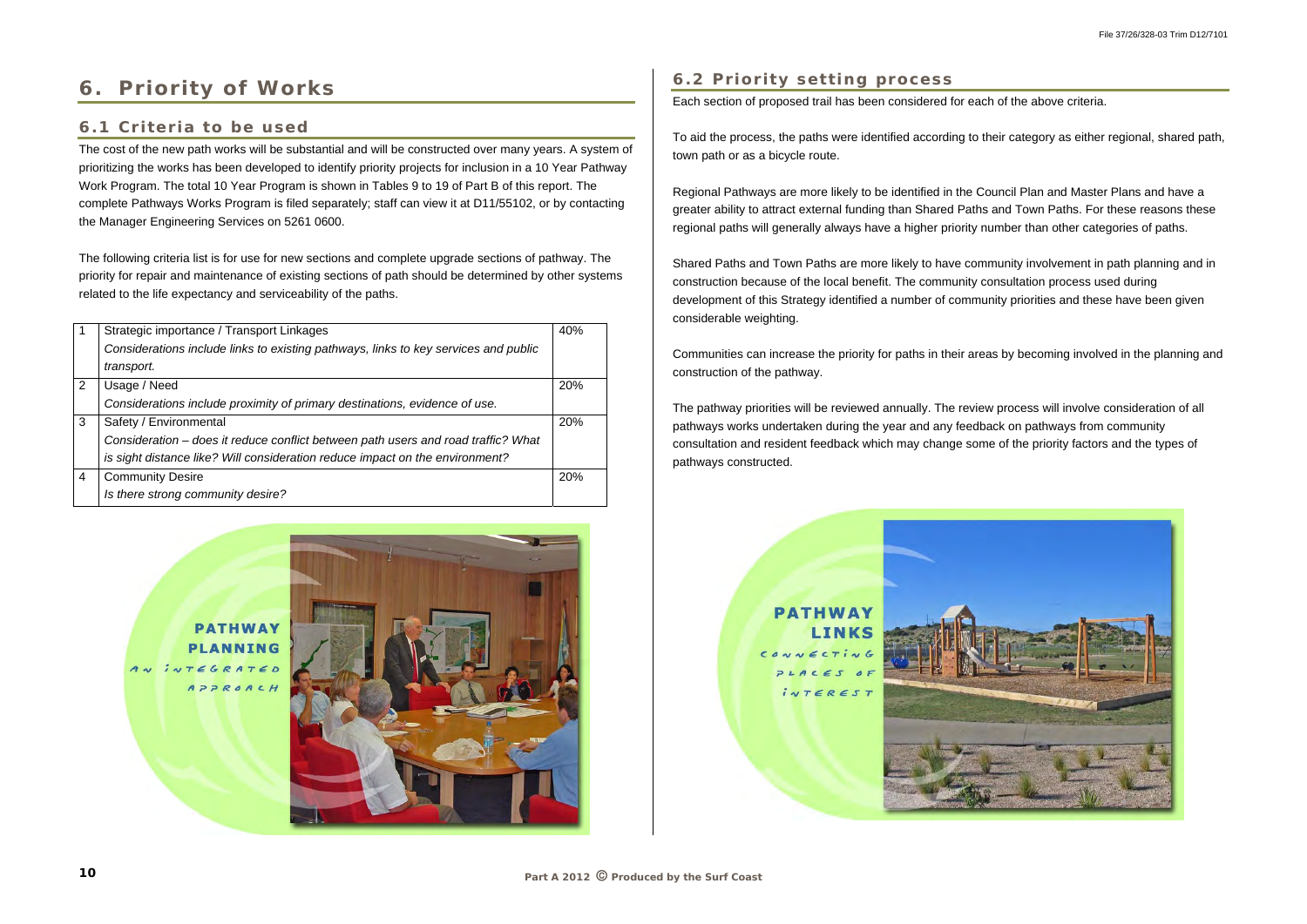# 6. Priority of Works

## 6.1 Criteria to be used

The cost of the new path works will be substantial and will be constructed over many years. A system of prioritizing the works has been developed to identify priority projects for inclusion in a 10 Year Pathway Work Program. The total 10 Year Program is shown in Tables 9 to 19 of Part B of this report. The complete Pathways Works Program is filed separately; staff can view it at D11/55102, or by contacting the Manager Engineering Services on 5261 0600.

The following criteria list is for use for new sections and complete upgrade sections of pathway. The priority for repair and maintenance of existing sections of path should be determined by other systems related to the life expectancy and serviceability of the paths.

| | | |
|---|---|---|
| 1 | Strategic importance / Transport Linkages<br>*Considerations include links to existing pathways, links to key services and public transport.* | 40% |
| 2 | Usage / Need<br>*Considerations include proximity of primary destinations, evidence of use.* | 20% |
| 3 | Safety / Environmental<br>*Consideration – does it reduce conflict between path users and road traffic? What is sight distance like? Will consideration reduce impact on the environment?* | 20% |
| 4 | Community Desire<br>*Is there strong community desire?* | 20% |

## 6.2 Priority setting process

Each section of proposed trail has been considered for each of the above criteria.

To aid the process, the paths were identified according to their category as either regional, shared path, town path or as a bicycle route.

Regional Pathways are more likely to be identified in the Council Plan and Master Plans and have a greater ability to attract external funding than Shared Paths and Town Paths. For these reasons these regional paths will generally always have a higher priority number than other categories of paths.

Shared Paths and Town Paths are more likely to have community involvement in path planning and in construction because of the local benefit. The community consultation process used during development of this Strategy identified a number of community priorities and these have been given considerable weighting.

Communities can increase the priority for paths in their areas by becoming involved in the planning and construction of the pathway.

The pathway priorities will be reviewed annually. The review process will involve consideration of all pathways works undertaken during the year and any feedback on pathways from community consultation and resident feedback which may change some of the priority factors and the types of pathways constructed.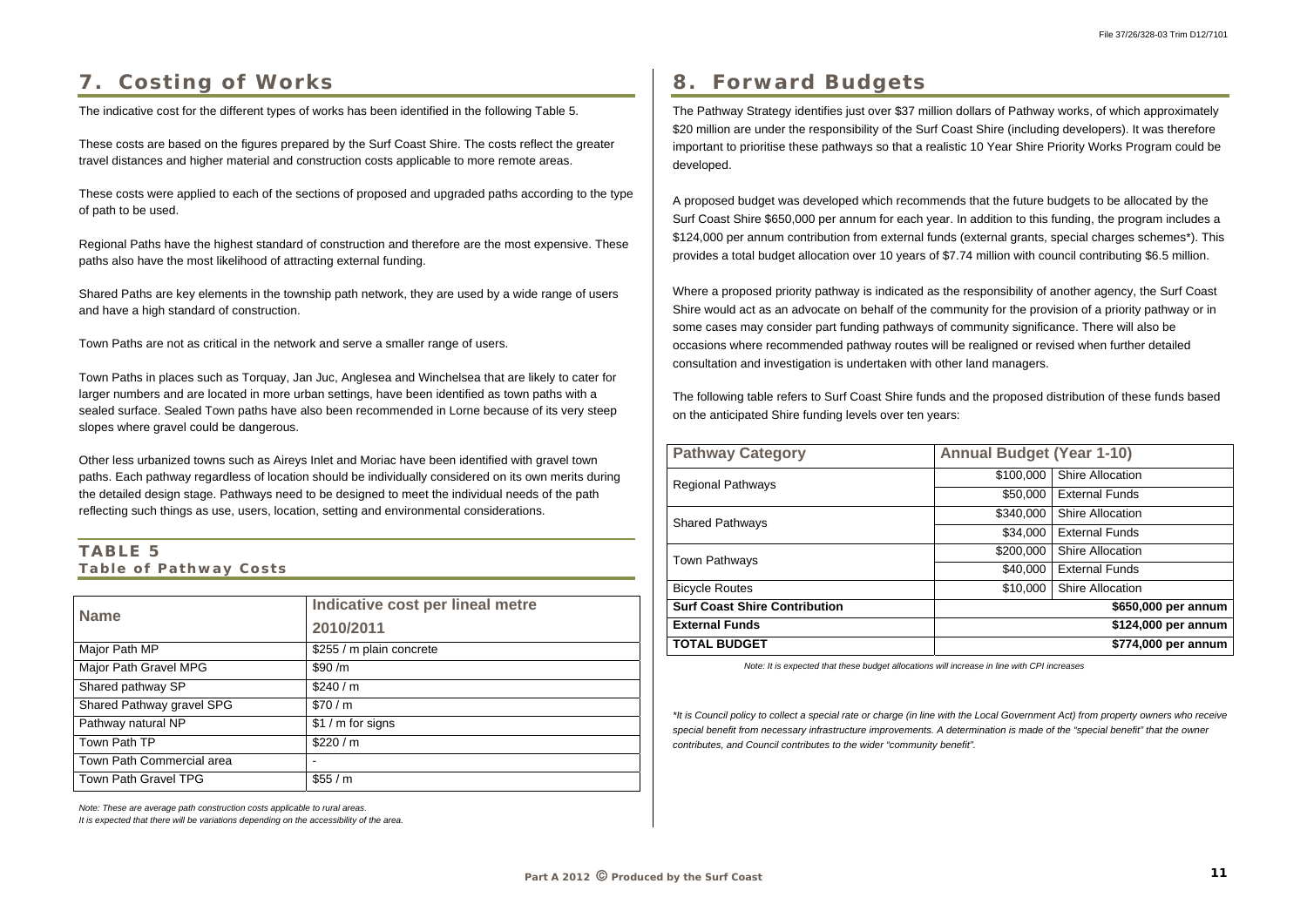# 7. Costing of Works

The indicative cost for the different types of works has been identified in the following Table 5.

These costs are based on the figures prepared by the Surf Coast Shire. The costs reflect the greater travel distances and higher material and construction costs applicable to more remote areas.

These costs were applied to each of the sections of proposed and upgraded paths according to the type of path to be used.

Regional Paths have the highest standard of construction and therefore are the most expensive. These paths also have the most likelihood of attracting external funding.

Shared Paths are key elements in the township path network, they are used by a wide range of users and have a high standard of construction.

Town Paths are not as critical in the network and serve a smaller range of users.

Town Paths in places such as Torquay, Jan Juc, Anglesea and Winchelsea that are likely to cater for larger numbers and are located in more urban settings, have been identified as town paths with a sealed surface. Sealed Town paths have also been recommended in Lorne because of its very steep slopes where gravel could be dangerous.

Other less urbanized towns such as Aireys Inlet and Moriac have been identified with gravel town paths. Each pathway regardless of location should be individually considered on its own merits during the detailed design stage. Pathways need to be designed to meet the individual needs of the path reflecting such things as use, users, location, setting and environmental considerations.

### TABLE 5
**Table of Pathway Costs**

| Name | Indicative cost per lineal metre 2010/2011 |
|---|---|
| Major Path MP | $255 / m plain concrete |
| Major Path Gravel MPG | $90 /m |
| Shared pathway SP | $240 / m |
| Shared Pathway gravel SPG | $70 / m |
| Pathway natural NP | $1 / m for signs |
| Town Path TP | $220 / m |
| Town Path Commercial area | - |
| Town Path Gravel TPG | $55 / m |

*Note: These are average path construction costs applicable to rural areas.*
*It is expected that there will be variations depending on the accessibility of the area.*

# 8. Forward Budgets

The Pathway Strategy identifies just over $37 million dollars of Pathway works, of which approximately $20 million are under the responsibility of the Surf Coast Shire (including developers). It was therefore important to prioritise these pathways so that a realistic 10 Year Shire Priority Works Program could be developed.

A proposed budget was developed which recommends that the future budgets to be allocated by the Surf Coast Shire $650,000 per annum for each year. In addition to this funding, the program includes a $124,000 per annum contribution from external funds (external grants, special charges schemes*). This provides a total budget allocation over 10 years of $7.74 million with council contributing $6.5 million.

Where a proposed priority pathway is indicated as the responsibility of another agency, the Surf Coast Shire would act as an advocate on behalf of the community for the provision of a priority pathway or in some cases may consider part funding pathways of community significance. There will also be occasions where recommended pathway routes will be realigned or revised when further detailed consultation and investigation is undertaken with other land managers.

The following table refers to Surf Coast Shire funds and the proposed distribution of these funds based on the anticipated Shire funding levels over ten years:

| Pathway Category | Annual Budget (Year 1-10) | |
|---|---|---|
| Regional Pathways | $100,000 | Shire Allocation |
| | $50,000 | External Funds |
| Shared Pathways | $340,000 | Shire Allocation |
| | $34,000 | External Funds |
| Town Pathways | $200,000 | Shire Allocation |
| | $40,000 | External Funds |
| Bicycle Routes | $10,000 | Shire Allocation |
| **Surf Coast Shire Contribution** | **$650,000 per annum** | |
| **External Funds** | **$124,000 per annum** | |
| **TOTAL BUDGET** | **$774,000 per annum** | |

*Note: It is expected that these budget allocations will increase in line with CPI increases*

*\*It is Council policy to collect a special rate or charge (in line with the Local Government Act) from property owners who receive special benefit from necessary infrastructure improvements. A determination is made of the "special benefit" that the owner contributes, and Council contributes to the wider "community benefit".*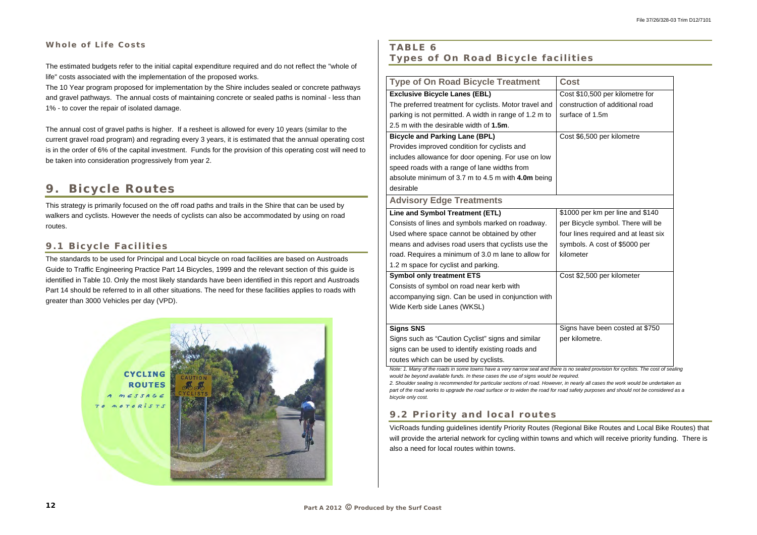#### Whole of Life Costs

The estimated budgets refer to the initial capital expenditure required and do not reflect the "whole of life" costs associated with the implementation of the proposed works.

The 10 Year program proposed for implementation by the Shire includes sealed or concrete pathways and gravel pathways. The annual costs of maintaining concrete or sealed paths is nominal - less than 1% - to cover the repair of isolated damage.

The annual cost of gravel paths is higher. If a resheet is allowed for every 10 years (similar to the current gravel road program) and regrading every 3 years, it is estimated that the annual operating cost is in the order of 6% of the capital investment. Funds for the provision of this operating cost will need to be taken into consideration progressively from year 2.

## 9. Bicycle Routes

This strategy is primarily focused on the off road paths and trails in the Shire that can be used by walkers and cyclists. However the needs of cyclists can also be accommodated by using on road routes.

### 9.1 Bicycle Facilities

The standards to be used for Principal and Local bicycle on road facilities are based on Austroads Guide to Traffic Engineering Practice Part 14 Bicycles, 1999 and the relevant section of this guide is identified in Table 10. Only the most likely standards have been identified in this report and Austroads Part 14 should be referred to in all other situations. The need for these facilities applies to roads with greater than 3000 Vehicles per day (VPD).

### TABLE 6
### Types of On Road Bicycle facilities

| Type of On Road Bicycle Treatment | Cost |
|---|---|
| **Exclusive Bicycle Lanes (EBL)** The preferred treatment for cyclists. Motor travel and parking is not permitted. A width in range of 1.2 m to 2.5 m with the desirable width of **1.5m**. | Cost $10,500 per kilometre for construction of additional road surface of 1.5m |
| **Bicycle and Parking Lane (BPL)** Provides improved condition for cyclists and includes allowance for door opening. For use on low speed roads with a range of lane widths from absolute minimum of 3.7 m to 4.5 m with **4.0m** being desirable | Cost $6,500 per kilometre |
| **Advisory Edge Treatments** | |
| **Line and Symbol Treatment (ETL)** Consists of lines and symbols marked on roadway. Used where space cannot be obtained by other means and advises road users that cyclists use the road. Requires a minimum of 3.0 m lane to allow for 1.2 m space for cyclist and parking. | $1000 per km per line and $140 per Bicycle symbol. There will be four lines required and at least six symbols. A cost of $5000 per kilometer |
| **Symbol only treatment ETS** Consists of symbol on road near kerb with accompanying sign. Can be used in conjunction with Wide Kerb side Lanes (WKSL) | Cost $2,500 per kilometer |
| **Signs SNS** Signs such as "Caution Cyclist" signs and similar signs can be used to identify existing roads and routes which can be used by cyclists. | Signs have been costed at $750 per kilometre. |

*Note: 1. Many of the roads in some towns have a very narrow seal and there is no sealed provision for cyclists. The cost of sealing would be beyond available funds. In these cases the use of signs would be required.*

*2. Shoulder sealing is recommended for particular sections of road. However, in nearly all cases the work would be undertaken as part of the road works to upgrade the road surface or to widen the road for road safety purposes and should not be considered as a bicycle only cost.*

### 9.2 Priority and local routes

VicRoads funding guidelines identify Priority Routes (Regional Bike Routes and Local Bike Routes) that will provide the arterial network for cycling within towns and which will receive priority funding. There is also a need for local routes within towns.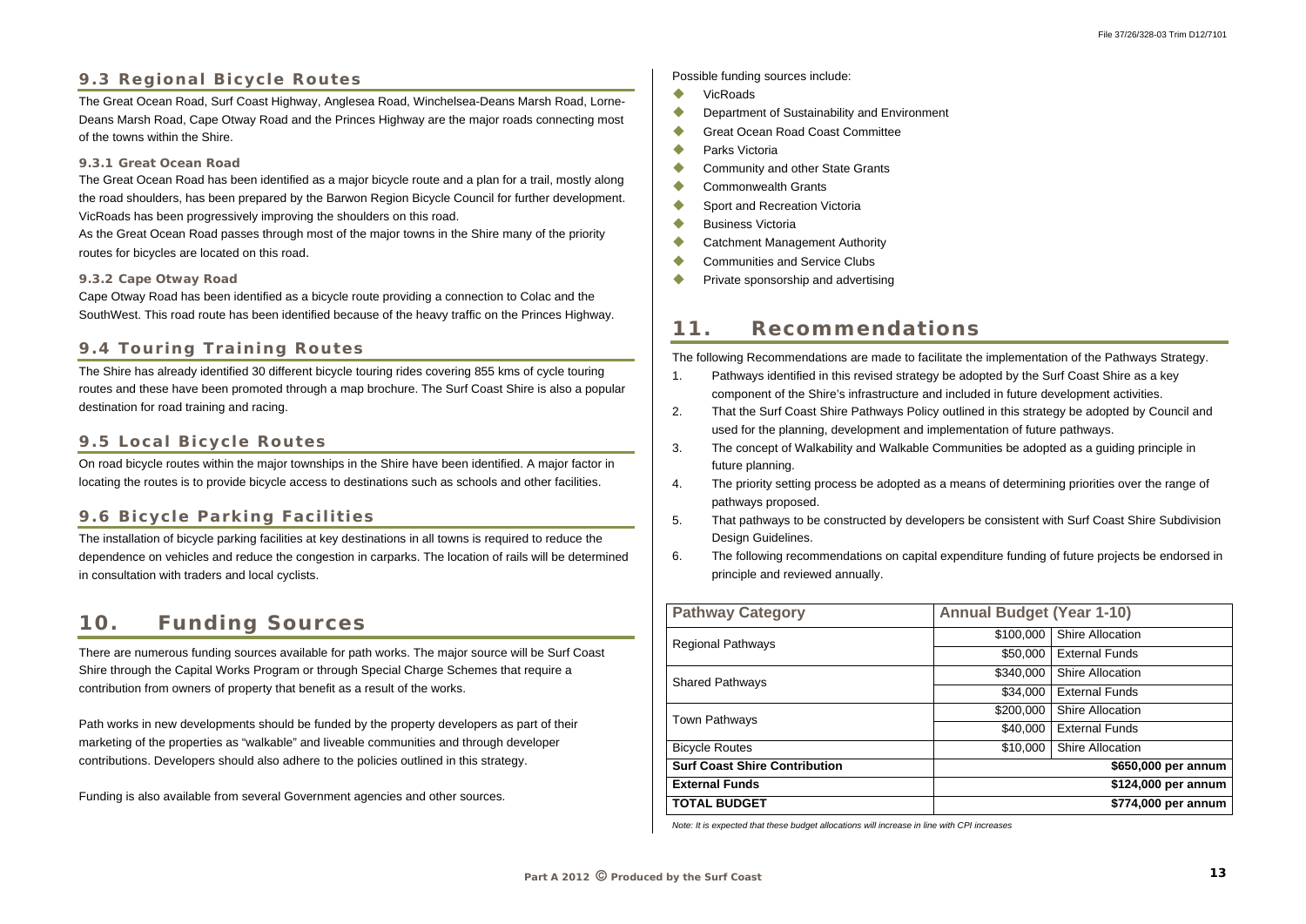## 9.3 Regional Bicycle Routes

The Great Ocean Road, Surf Coast Highway, Anglesea Road, Winchelsea-Deans Marsh Road, Lorne-Deans Marsh Road, Cape Otway Road and the Princes Highway are the major roads connecting most of the towns within the Shire.

### 9.3.1 Great Ocean Road

The Great Ocean Road has been identified as a major bicycle route and a plan for a trail, mostly along the road shoulders, has been prepared by the Barwon Region Bicycle Council for further development. VicRoads has been progressively improving the shoulders on this road.

As the Great Ocean Road passes through most of the major towns in the Shire many of the priority routes for bicycles are located on this road.

### 9.3.2 Cape Otway Road

Cape Otway Road has been identified as a bicycle route providing a connection to Colac and the SouthWest. This road route has been identified because of the heavy traffic on the Princes Highway.

## 9.4 Touring Training Routes

The Shire has already identified 30 different bicycle touring rides covering 855 kms of cycle touring routes and these have been promoted through a map brochure. The Surf Coast Shire is also a popular destination for road training and racing.

## 9.5 Local Bicycle Routes

On road bicycle routes within the major townships in the Shire have been identified. A major factor in locating the routes is to provide bicycle access to destinations such as schools and other facilities.

## 9.6 Bicycle Parking Facilities

The installation of bicycle parking facilities at key destinations in all towns is required to reduce the dependence on vehicles and reduce the congestion in carparks. The location of rails will be determined in consultation with traders and local cyclists.

# 10. Funding Sources

There are numerous funding sources available for path works. The major source will be Surf Coast Shire through the Capital Works Program or through Special Charge Schemes that require a contribution from owners of property that benefit as a result of the works.

Path works in new developments should be funded by the property developers as part of their marketing of the properties as "walkable" and liveable communities and through developer contributions. Developers should also adhere to the policies outlined in this strategy.

Funding is also available from several Government agencies and other sources.

Possible funding sources include:

- VicRoads
- Department of Sustainability and Environment
- Great Ocean Road Coast Committee
- Parks Victoria
- Community and other State Grants
- Commonwealth Grants
- Sport and Recreation Victoria
- Business Victoria
- Catchment Management Authority
- Communities and Service Clubs
- Private sponsorship and advertising

# 11. Recommendations

The following Recommendations are made to facilitate the implementation of the Pathways Strategy.

1. Pathways identified in this revised strategy be adopted by the Surf Coast Shire as a key component of the Shire's infrastructure and included in future development activities.
2. That the Surf Coast Shire Pathways Policy outlined in this strategy be adopted by Council and used for the planning, development and implementation of future pathways.
3. The concept of Walkability and Walkable Communities be adopted as a guiding principle in future planning.
4. The priority setting process be adopted as a means of determining priorities over the range of pathways proposed.
5. That pathways to be constructed by developers be consistent with Surf Coast Shire Subdivision Design Guidelines.
6. The following recommendations on capital expenditure funding of future projects be endorsed in principle and reviewed annually.

| Pathway Category | Annual Budget (Year 1-10) | |
|---|---|---|
| Regional Pathways | $100,000 | Shire Allocation |
| | $50,000 | External Funds |
| Shared Pathways | $340,000 | Shire Allocation |
| | $34,000 | External Funds |
| Town Pathways | $200,000 | Shire Allocation |
| | $40,000 | External Funds |
| Bicycle Routes | $10,000 | Shire Allocation |
| **Surf Coast Shire Contribution** | | **$650,000 per annum** |
| **External Funds** | | **$124,000 per annum** |
| **TOTAL BUDGET** | | **$774,000 per annum** |

*Note: It is expected that these budget allocations will increase in line with CPI increases*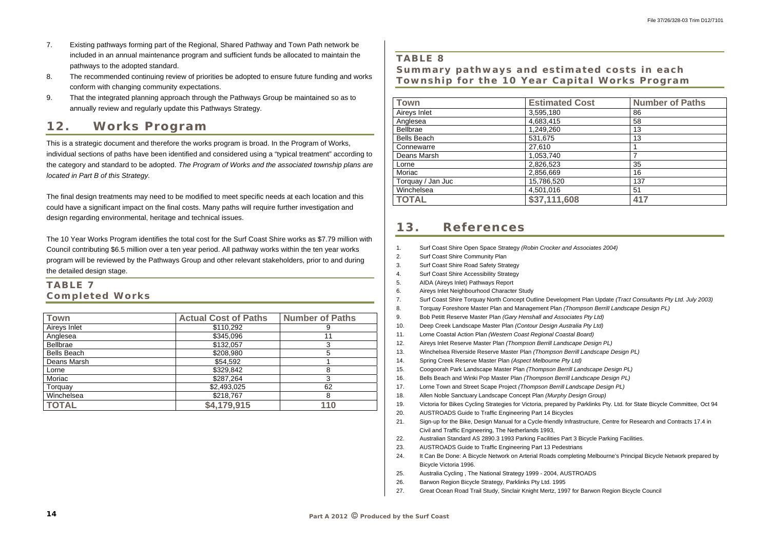7. Existing pathways forming part of the Regional, Shared Pathway and Town Path network be included in an annual maintenance program and sufficient funds be allocated to maintain the pathways to the adopted standard.
8. The recommended continuing review of priorities be adopted to ensure future funding and works conform with changing community expectations.
9. That the integrated planning approach through the Pathways Group be maintained so as to annually review and regularly update this Pathways Strategy.

## 12. Works Program

This is a strategic document and therefore the works program is broad. In the Program of Works, individual sections of paths have been identified and considered using a "typical treatment" according to the category and standard to be adopted. *The Program of Works and the associated township plans are located in Part B of this Strategy.*

The final design treatments may need to be modified to meet specific needs at each location and this could have a significant impact on the final costs. Many paths will require further investigation and design regarding environmental, heritage and technical issues.

The 10 Year Works Program identifies the total cost for the Surf Coast Shire works as $7.79 million with Council contributing $6.5 million over a ten year period. All pathway works within the ten year works program will be reviewed by the Pathways Group and other relevant stakeholders, prior to and during the detailed design stage.

### TABLE 7
### Completed Works

| Town | Actual Cost of Paths | Number of Paths |
|---|---|---|
| Aireys Inlet | $110,292 | 9 |
| Anglesea | $345,096 | 11 |
| Bellbrae | $132,057 | 3 |
| Bells Beach | $208,980 | 5 |
| Deans Marsh | $54,592 | 1 |
| Lorne | $329,842 | 8 |
| Moriac | $287,264 | 3 |
| Torquay | $2,493,025 | 62 |
| Winchelsea | $218,767 | 8 |
| **TOTAL** | **$4,179,915** | **110** |

### TABLE 8
### Summary pathways and estimated costs in each Township for the 10 Year Capital Works Program

| Town | Estimated Cost | Number of Paths |
|---|---|---|
| Aireys Inlet | 3,595,180 | 86 |
| Anglesea | 4,683,415 | 58 |
| Bellbrae | 1,249,260 | 13 |
| Bells Beach | 531,675 | 13 |
| Connewarre | 27,610 | 1 |
| Deans Marsh | 1,053,740 | 7 |
| Lorne | 2,826,523 | 35 |
| Moriac | 2,856,669 | 16 |
| Torquay / Jan Juc | 15,786,520 | 137 |
| Winchelsea | 4,501,016 | 51 |
| **TOTAL** | **$37,111,608** | **417** |

## 13. References

1. Surf Coast Shire Open Space Strategy *(Robin Crocker and Associates 2004)*
2. Surf Coast Shire Community Plan
3. Surf Coast Shire Road Safety Strategy
4. Surf Coast Shire Accessibility Strategy
5. AIDA (Aireys Inlet) Pathways Report
6. Aireys Inlet Neighbourhood Character Study
7. Surf Coast Shire Torquay North Concept Outline Development Plan Update *(Tract Consultants Pty Ltd. July 2003)*
8. Torquay Foreshore Master Plan and Management Plan *(Thompson Berrill Landscape Design PL)*
9. Bob Petitt Reserve Master Plan *(Gary Henshall and Associates Pty Ltd)*
10. Deep Creek Landscape Master Plan *(Contour Design Australia Pty Ltd)*
11. Lorne Coastal Action Plan *(Western Coast Regional Coastal Board)*
12. Aireys Inlet Reserve Master Plan *(Thompson Berrill Landscape Design PL)*
13. Winchelsea Riverside Reserve Master Plan *(Thompson Berrill Landscape Design PL)*
14. Spring Creek Reserve Master Plan *(Aspect Melbourne Pty Ltd)*
15. Coogoorah Park Landscape Master Plan *(Thompson Berrill Landscape Design PL)*
16. Bells Beach and Winki Pop Master Plan *(Thompson Berrill Landscape Design PL)*
17. Lorne Town and Street Scape Project *(Thompson Berrill Landscape Design PL)*
18. Allen Noble Sanctuary Landscape Concept Plan *(Murphy Design Group)*
19. Victoria for Bikes Cycling Strategies for Victoria, prepared by Parklinks Pty. Ltd. for State Bicycle Committee, Oct 94
20. AUSTROADS Guide to Traffic Engineering Part 14 Bicycles
21. Sign-up for the Bike, Design Manual for a Cycle-friendly Infrastructure, Centre for Research and Contracts 17.4 in Civil and Traffic Engineering, The Netherlands 1993,
22. Australian Standard AS 2890.3 1993 Parking Facilities Part 3 Bicycle Parking Facilities.
23. AUSTROADS Guide to Traffic Engineering Part 13 Pedestrians
24. It Can Be Done: A Bicycle Network on Arterial Roads completing Melbourne's Principal Bicycle Network prepared by Bicycle Victoria 1996.
25. Australia Cycling , The National Strategy 1999 - 2004, AUSTROADS
26. Barwon Region Bicycle Strategy, Parklinks Pty Ltd. 1995
27. Great Ocean Road Trail Study, Sinclair Knight Mertz, 1997 for Barwon Region Bicycle Council